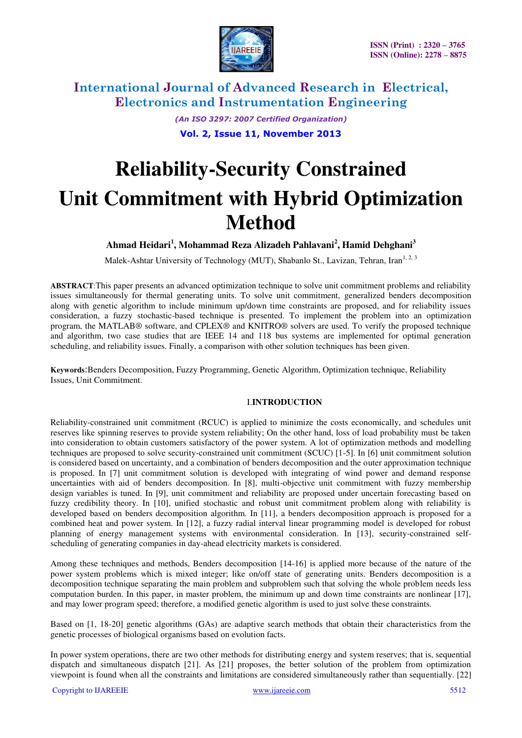# Reliability-Security Constrained Unit Commitment with Hybrid Optimization Method

**Ahmad Heidari[1], Mohammad Reza Alizadeh Pahlavani[2], Hamid Dehghani[3]**

Malek-Ashtar University of Technology (MUT), Shabanlo St., Lavizan, Tehran, Iran[1, 2, 3]

**ABSTRACT**:This paper presents an advanced optimization technique to solve unit commitment problems and reliability issues simultaneously for thermal generating units. To solve unit commitment, generalized benders decomposition along with genetic algorithm to include minimum up/down time constraints are proposed, and for reliability issues consideration, a fuzzy stochastic-based technique is presented. To implement the problem into an optimization program, the MATLAB® software, and CPLEX® and KNITRO® solvers are used. To verify the proposed technique and algorithm, two case studies that are IEEE 14 and 118 bus systems are implemented for optimal generation scheduling, and reliability issues. Finally, a comparison with other solution techniques has been given.

**Keywords**:Benders Decomposition, Fuzzy Programming, Genetic Algorithm, Optimization technique, Reliability Issues, Unit Commitment.

## I.INTRODUCTION

Reliability-constrained unit commitment (RCUC) is applied to minimize the costs economically, and schedules unit reserves like spinning reserves to provide system reliability; On the other hand, loss of load probability must be taken into consideration to obtain customers satisfactory of the power system. A lot of optimization methods and modelling techniques are proposed to solve security-constrained unit commitment (SCUC) [1-5]. In [6] unit commitment solution is considered based on uncertainty, and a combination of benders decomposition and the outer approximation technique is proposed. In [7] unit commitment solution is developed with integrating of wind power and demand response uncertainties with aid of benders decomposition. In [8], multi-objective unit commitment with fuzzy membership design variables is tuned. In [9], unit commitment and reliability are proposed under uncertain forecasting based on fuzzy credibility theory. In [10], unified stochastic and robust unit commitment problem along with reliability is developed based on benders decomposition algorithm. In [11], a benders decomposition approach is proposed for a combined heat and power system. In [12], a fuzzy radial interval linear programming model is developed for robust planning of energy management systems with environmental consideration. In [13], security-constrained self-scheduling of generating companies in day-ahead electricity markets is considered.

Among these techniques and methods, Benders decomposition [14-16] is applied more because of the nature of the power system problems which is mixed integer; like on/off state of generating units. Benders decomposition is a decomposition technique separating the main problem and subproblem such that solving the whole problem needs less computation burden. In this paper, in master problem, the minimum up and down time constraints are nonlinear [17], and may lower program speed; therefore, a modified genetic algorithm is used to just solve these constraints.

Based on [1, 18-20] genetic algorithms (GAs) are adaptive search methods that obtain their characteristics from the genetic processes of biological organisms based on evolution facts.

In power system operations, there are two other methods for distributing energy and system reserves; that is, sequential dispatch and simultaneous dispatch [21]. As [21] proposes, the better solution of the problem from optimization viewpoint is found when all the constraints and limitations are considered simultaneously rather than sequentially. [22]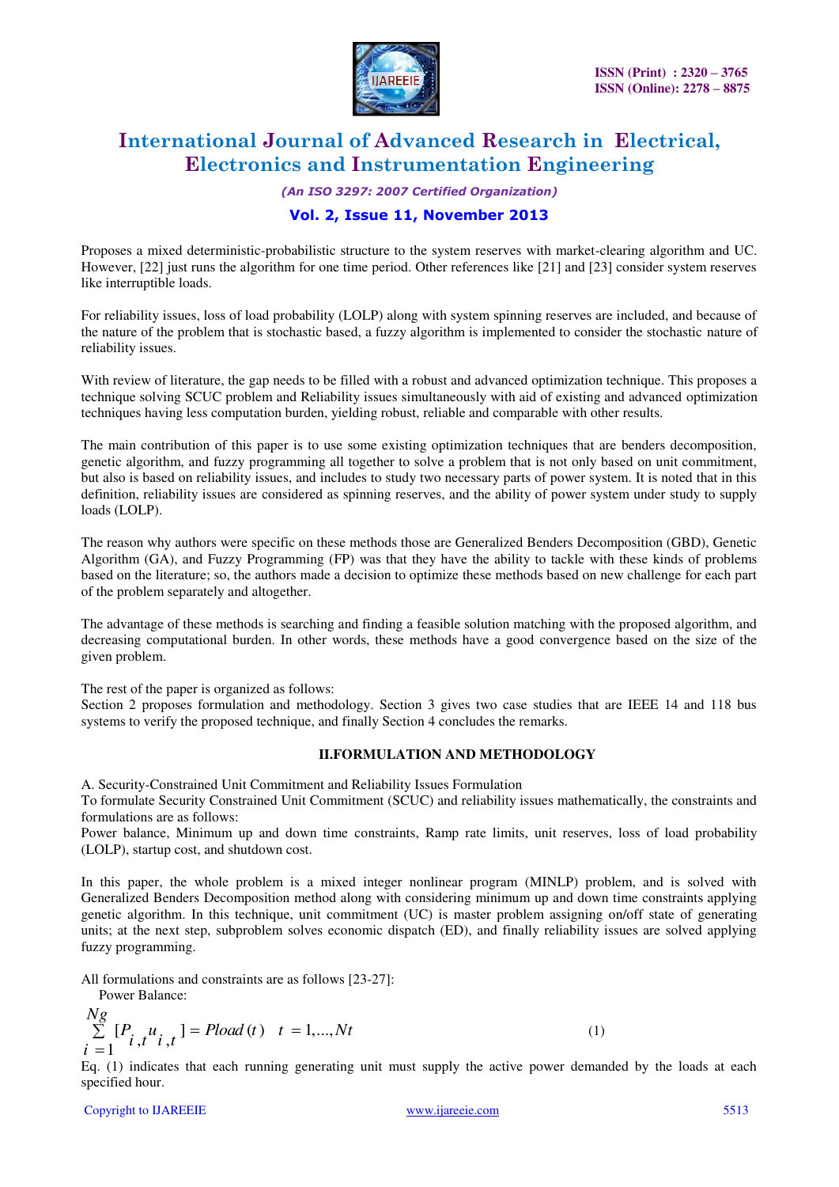Proposes a mixed deterministic-probabilistic structure to the system reserves with market-clearing algorithm and UC. However, [22] just runs the algorithm for one time period. Other references like [21] and [23] consider system reserves like interruptible loads.

For reliability issues, loss of load probability (LOLP) along with system spinning reserves are included, and because of the nature of the problem that is stochastic based, a fuzzy algorithm is implemented to consider the stochastic nature of reliability issues.

With review of literature, the gap needs to be filled with a robust and advanced optimization technique. This proposes a technique solving SCUC problem and Reliability issues simultaneously with aid of existing and advanced optimization techniques having less computation burden, yielding robust, reliable and comparable with other results.

The main contribution of this paper is to use some existing optimization techniques that are benders decomposition, genetic algorithm, and fuzzy programming all together to solve a problem that is not only based on unit commitment, but also is based on reliability issues, and includes to study two necessary parts of power system. It is noted that in this definition, reliability issues are considered as spinning reserves, and the ability of power system under study to supply loads (LOLP).

The reason why authors were specific on these methods those are Generalized Benders Decomposition (GBD), Genetic Algorithm (GA), and Fuzzy Programming (FP) was that they have the ability to tackle with these kinds of problems based on the literature; so, the authors made a decision to optimize these methods based on new challenge for each part of the problem separately and altogether.

The advantage of these methods is searching and finding a feasible solution matching with the proposed algorithm, and decreasing computational burden. In other words, these methods have a good convergence based on the size of the given problem.

The rest of the paper is organized as follows:
Section 2 proposes formulation and methodology. Section 3 gives two case studies that are IEEE 14 and 118 bus systems to verify the proposed technique, and finally Section 4 concludes the remarks.

## II.FORMULATION AND METHODOLOGY

A. Security-Constrained Unit Commitment and Reliability Issues Formulation
To formulate Security Constrained Unit Commitment (SCUC) and reliability issues mathematically, the constraints and formulations are as follows:
Power balance, Minimum up and down time constraints, Ramp rate limits, unit reserves, loss of load probability (LOLP), startup cost, and shutdown cost.

In this paper, the whole problem is a mixed integer nonlinear program (MINLP) problem, and is solved with Generalized Benders Decomposition method along with considering minimum up and down time constraints applying genetic algorithm. In this technique, unit commitment (UC) is master problem assigning on/off state of generating units; at the next step, subproblem solves economic dispatch (ED), and finally reliability issues are solved applying fuzzy programming.

All formulations and constraints are as follows [23-27]:

Power Balance:

$$\sum_{i=1}^{Ng} [P_{i,t} u_{i,t}] = Pload(t) \quad t = 1,...,Nt \tag{1}$$

Eq. (1) indicates that each running generating unit must supply the active power demanded by the loads at each specified hour.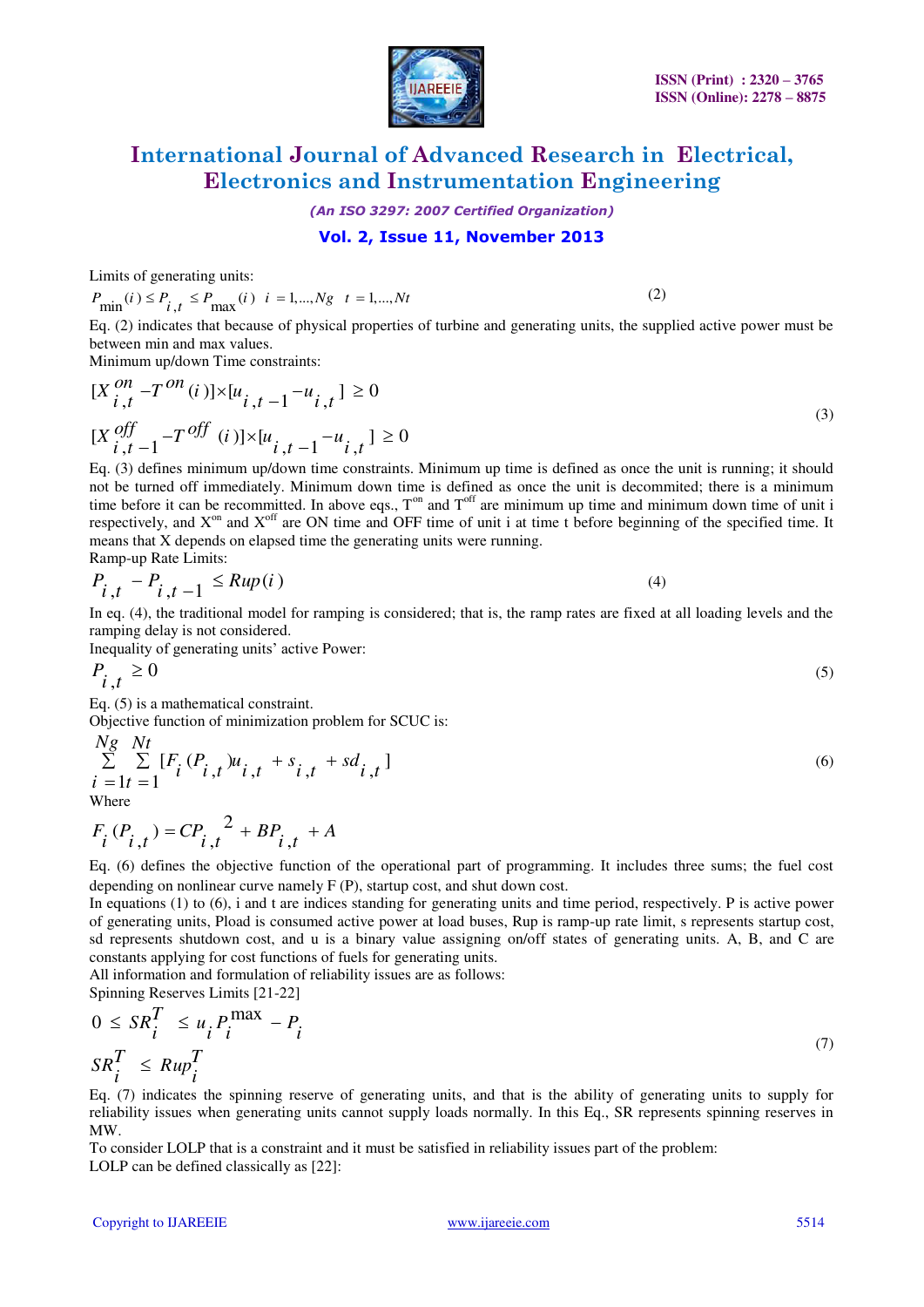Limits of generating units:

$$P_{\min}(i) \le P_{i,t} \le P_{\max}(i) \quad i = 1,...,Ng \quad t = 1,...,Nt \tag{2}$$

Eq. (2) indicates that because of physical properties of turbine and generating units, the supplied active power must be between min and max values.

Minimum up/down Time constraints:

$$\begin{aligned} &[X_{i,t}^{on} - T^{on}(i)] \times [u_{i,t-1} - u_{i,t}] \ge 0 \\ &[X_{i,t-1}^{off} - T^{off}(i)] \times [u_{i,t-1} - u_{i,t}] \ge 0 \end{aligned} \tag{3}$$

Eq. (3) defines minimum up/down time constraints. Minimum up time is defined as once the unit is running; it should not be turned off immediately. Minimum down time is defined as once the unit is decommited; there is a minimum time before it can be recommitted. In above eqs., $T^{on}$ and $T^{off}$ are minimum up time and minimum down time of unit i respectively, and $X^{on}$ and $X^{off}$ are ON time and OFF time of unit i at time t before beginning of the specified time. It means that X depends on elapsed time the generating units were running.

Ramp-up Rate Limits:

$$P_{i,t} - P_{i,t-1} \le Rup(i) \tag{4}$$

In eq. (4), the traditional model for ramping is considered; that is, the ramp rates are fixed at all loading levels and the ramping delay is not considered.

Inequality of generating units' active Power:

$$P_{i,t} \ge 0 \tag{5}$$

Eq. (5) is a mathematical constraint.

Objective function of minimization problem for SCUC is:

$$\sum_{i=1}^{Ng} \sum_{t=1}^{Nt} [F_i(P_{i,t})u_{i,t} + s_{i,t} + sd_{i,t}] \tag{6}$$

Where

$$F_i(P_{i,t}) = CP_{i,t}^{\;2} + BP_{i,t} + A$$

Eq. (6) defines the objective function of the operational part of programming. It includes three sums; the fuel cost depending on nonlinear curve namely F (P), startup cost, and shut down cost.

In equations (1) to (6), i and t are indices standing for generating units and time period, respectively. P is active power of generating units, Pload is consumed active power at load buses, Rup is ramp-up rate limit, s represents startup cost, sd represents shutdown cost, and u is a binary value assigning on/off states of generating units. A, B, and C are constants applying for cost functions of fuels for generating units.

All information and formulation of reliability issues are as follows:

Spinning Reserves Limits [21-22]

$$\begin{aligned} &0 \le SR_i^T \le u_i P_i^{\max} - P_i \\ &SR_i^T \le Rup_i^T \end{aligned} \tag{7}$$

Eq. (7) indicates the spinning reserve of generating units, and that is the ability of generating units to supply for reliability issues when generating units cannot supply loads normally. In this Eq., SR represents spinning reserves in MW.

To consider LOLP that is a constraint and it must be satisfied in reliability issues part of the problem:

LOLP can be defined classically as [22]: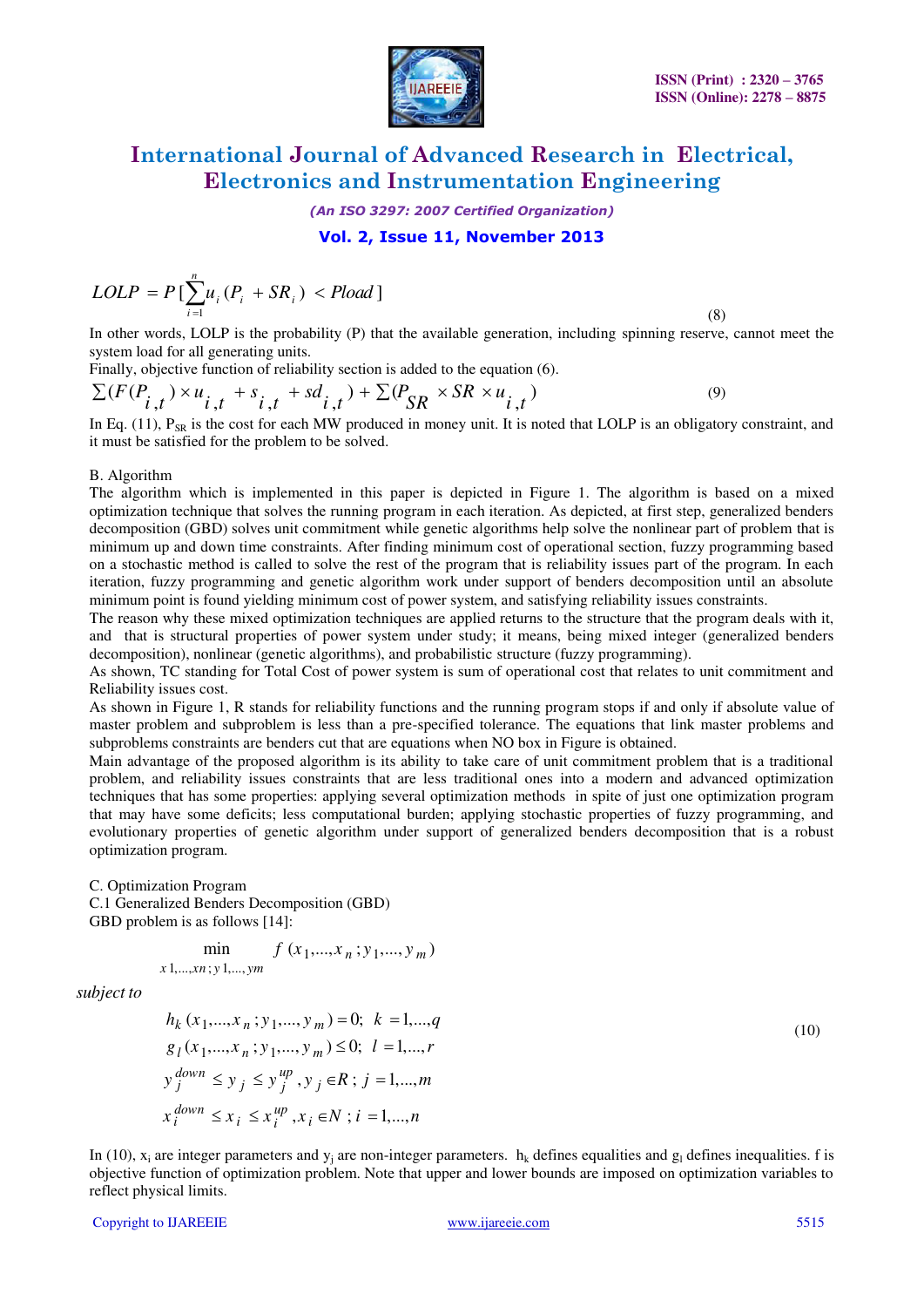$$LOLP = P[\sum_{i=1}^{n} u_i (P_i + SR_i) < Pload] \tag{8}$$

In other words, LOLP is the probability (P) that the available generation, including spinning reserve, cannot meet the system load for all generating units.

Finally, objective function of reliability section is added to the equation (6).

$$\sum (F(P_{i,t}) \times u_{i,t} + s_{i,t} + sd_{i,t}) + \sum (P_{SR} \times SR \times u_{i,t}) \tag{9}$$

In Eq. (11), $P_{SR}$ is the cost for each MW produced in money unit. It is noted that LOLP is an obligatory constraint, and it must be satisfied for the problem to be solved.

B. Algorithm

The algorithm which is implemented in this paper is depicted in Figure 1. The algorithm is based on a mixed optimization technique that solves the running program in each iteration. As depicted, at first step, generalized benders decomposition (GBD) solves unit commitment while genetic algorithms help solve the nonlinear part of problem that is minimum up and down time constraints. After finding minimum cost of operational section, fuzzy programming based on a stochastic method is called to solve the rest of the program that is reliability issues part of the program. In each iteration, fuzzy programming and genetic algorithm work under support of benders decomposition until an absolute minimum point is found yielding minimum cost of power system, and satisfying reliability issues constraints.

The reason why these mixed optimization techniques are applied returns to the structure that the program deals with it, and that is structural properties of power system under study; it means, being mixed integer (generalized benders decomposition), nonlinear (genetic algorithms), and probabilistic structure (fuzzy programming).

As shown, TC standing for Total Cost of power system is sum of operational cost that relates to unit commitment and Reliability issues cost.

As shown in Figure 1, R stands for reliability functions and the running program stops if and only if absolute value of master problem and subproblem is less than a pre-specified tolerance. The equations that link master problems and subproblems constraints are benders cut that are equations when NO box in Figure is obtained.

Main advantage of the proposed algorithm is its ability to take care of unit commitment problem that is a traditional problem, and reliability issues constraints that are less traditional ones into a modern and advanced optimization techniques that has some properties: applying several optimization methods in spite of just one optimization program that may have some deficits; less computational burden; applying stochastic properties of fuzzy programming, and evolutionary properties of genetic algorithm under support of generalized benders decomposition that is a robust optimization program.

C. Optimization Program

C.1 Generalized Benders Decomposition (GBD)

GBD problem is as follows [14]:

$$\min_{x1,\ldots,xn;\,y1,\ldots,ym} \quad f(x_1,\ldots,x_n;y_1,\ldots,y_m)$$

*subject to*

$$\begin{aligned}
&h_k(x_1,\ldots,x_n;y_1,\ldots,y_m)=0; \;\; k=1,\ldots,q \\
&g_l(x_1,\ldots,x_n;y_1,\ldots,y_m)\le 0; \;\; l=1,\ldots,r \\
&y_j^{down} \le y_j \le y_j^{up}, y_j \in R\,;\; j=1,\ldots,m \\
&x_i^{down} \le x_i \le x_i^{up}, x_i \in N\,;\; i=1,\ldots,n
\end{aligned} \tag{10}$$

In (10), $x_i$ are integer parameters and $y_j$ are non-integer parameters. $h_k$ defines equalities and $g_l$ defines inequalities. f is objective function of optimization problem. Note that upper and lower bounds are imposed on optimization variables to reflect physical limits.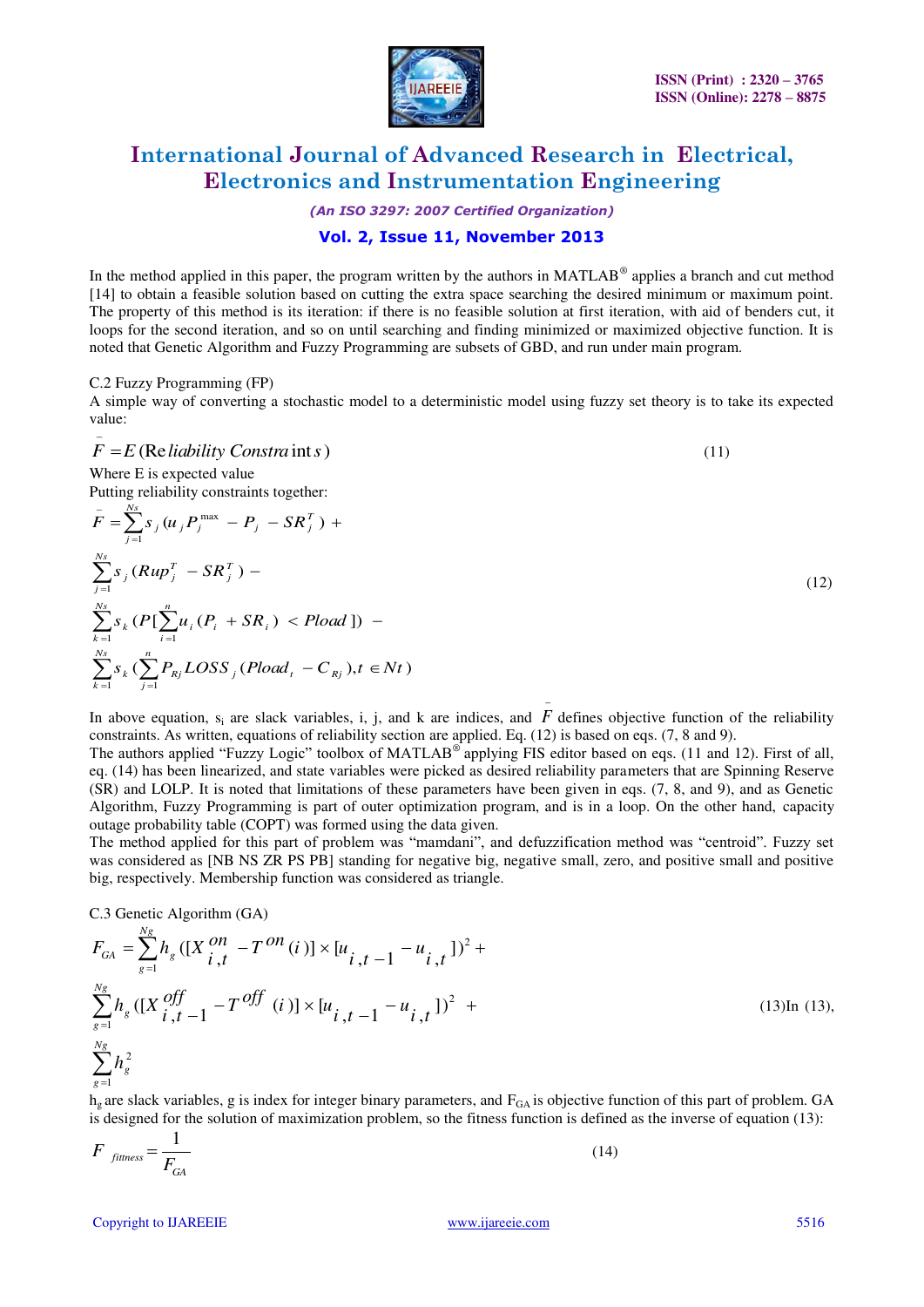In the method applied in this paper, the program written by the authors in MATLAB® applies a branch and cut method [14] to obtain a feasible solution based on cutting the extra space searching the desired minimum or maximum point. The property of this method is its iteration: if there is no feasible solution at first iteration, with aid of benders cut, it loops for the second iteration, and so on until searching and finding minimized or maximized objective function. It is noted that Genetic Algorithm and Fuzzy Programming are subsets of GBD, and run under main program.

C.2 Fuzzy Programming (FP)

A simple way of converting a stochastic model to a deterministic model using fuzzy set theory is to take its expected value:

$$\bar{F} = E(Reliability\ Constraints) \tag{11}$$

Where E is expected value

Putting reliability constraints together:

$$\begin{aligned}
\bar{F} = & \sum_{j=1}^{Ns} s_j (u_j P_j^{\max} - P_j - SR_j^T) + \\
& \sum_{j=1}^{Ns} s_j (Rup_j^T - SR_j^T) - \\
& \sum_{k=1}^{Ns} s_k (P[\sum_{i=1}^{n} u_i (P_i + SR_i) < Pload]) - \\
& \sum_{k=1}^{Ns} s_k (\sum_{j=1}^{n} P_{Rj} LOSS_j (Pload_t - C_{Rj}), t \in Nt)
\end{aligned} \tag{12}$$

In above equation, $s_i$ are slack variables, i, j, and k are indices, and $\bar{F}$ defines objective function of the reliability constraints. As written, equations of reliability section are applied. Eq. (12) is based on eqs. (7, 8 and 9).

The authors applied "Fuzzy Logic" toolbox of MATLAB® applying FIS editor based on eqs. (11 and 12). First of all, eq. (14) has been linearized, and state variables were picked as desired reliability parameters that are Spinning Reserve (SR) and LOLP. It is noted that limitations of these parameters have been given in eqs. (7, 8, and 9), and as Genetic Algorithm, Fuzzy Programming is part of outer optimization program, and is in a loop. On the other hand, capacity outage probability table (COPT) was formed using the data given.

The method applied for this part of problem was "mamdani", and defuzzification method was "centroid". Fuzzy set was considered as [NB NS ZR PS PB] standing for negative big, negative small, zero, and positive small and positive big, respectively. Membership function was considered as triangle.

C.3 Genetic Algorithm (GA)

$$\begin{aligned}
F_{GA} = & \sum_{g=1}^{Ng} h_g ([X_{i,t}^{on} - T^{on}(i)] \times [u_{i,t-1} - u_{i,t}])^2 + \\
& \sum_{g=1}^{Ng} h_g ([X_{i,t-1}^{off} - T^{off}(i)] \times [u_{i,t-1} - u_{i,t}])^2 + \\
& \sum_{g=1}^{Ng} h_g^2
\end{aligned} \tag{13}$$

In (13), $h_g$ are slack variables, g is index for integer binary parameters, and $F_{GA}$ is objective function of this part of problem. GA is designed for the solution of maximization problem, so the fitness function is defined as the inverse of equation (13):

$$F_{fittness} = \frac{1}{F_{GA}} \tag{14}$$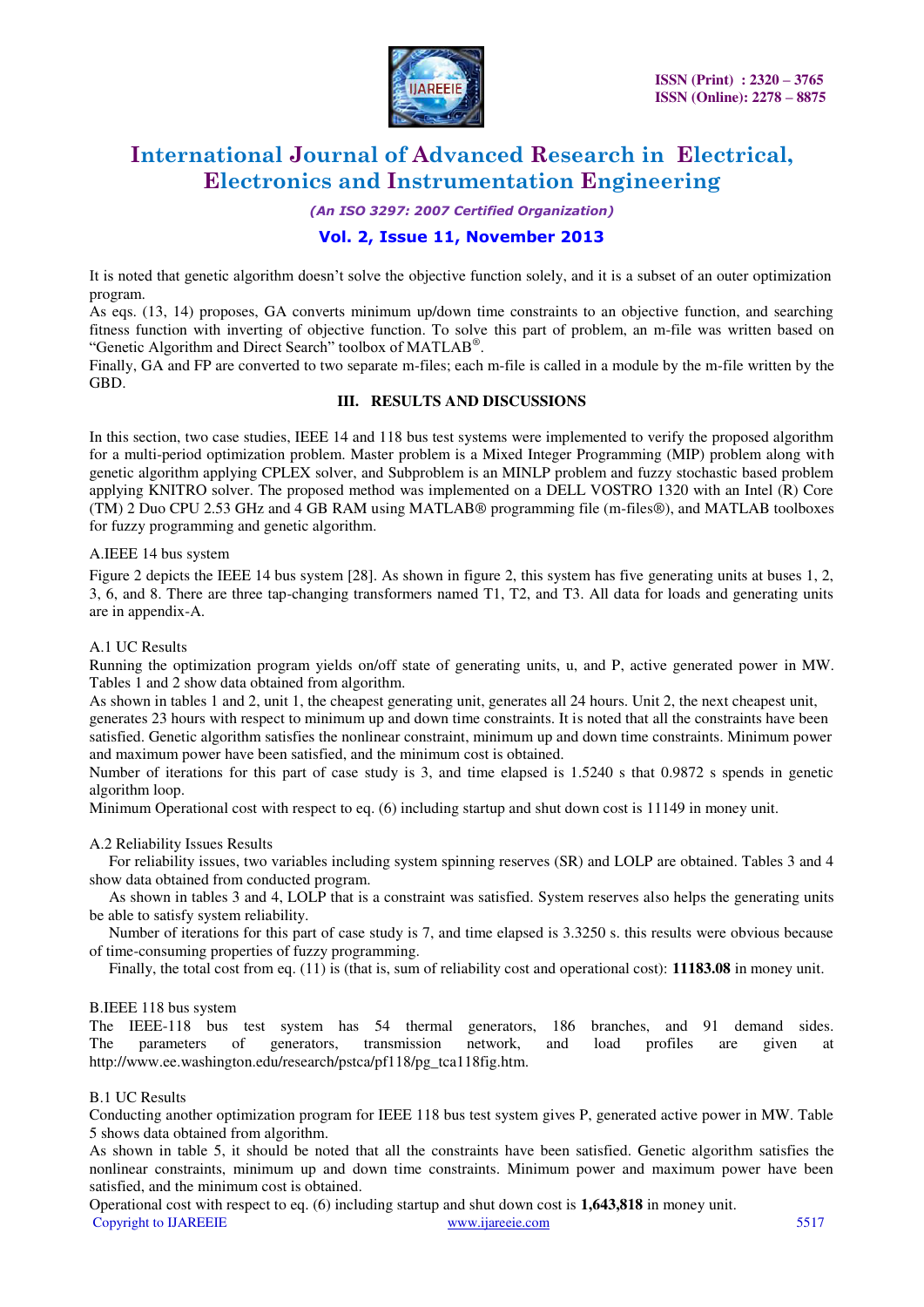It is noted that genetic algorithm doesn't solve the objective function solely, and it is a subset of an outer optimization program.

As eqs. (13, 14) proposes, GA converts minimum up/down time constraints to an objective function, and searching fitness function with inverting of objective function. To solve this part of problem, an m-file was written based on "Genetic Algorithm and Direct Search" toolbox of MATLAB®.

Finally, GA and FP are converted to two separate m-files; each m-file is called in a module by the m-file written by the GBD.

## III. RESULTS AND DISCUSSIONS

In this section, two case studies, IEEE 14 and 118 bus test systems were implemented to verify the proposed algorithm for a multi-period optimization problem. Master problem is a Mixed Integer Programming (MIP) problem along with genetic algorithm applying CPLEX solver, and Subproblem is an MINLP problem and fuzzy stochastic based problem applying KNITRO solver. The proposed method was implemented on a DELL VOSTRO 1320 with an Intel (R) Core (TM) 2 Duo CPU 2.53 GHz and 4 GB RAM using MATLAB® programming file (m-files®), and MATLAB toolboxes for fuzzy programming and genetic algorithm.

### A.IEEE 14 bus system

Figure 2 depicts the IEEE 14 bus system [28]. As shown in figure 2, this system has five generating units at buses 1, 2, 3, 6, and 8. There are three tap-changing transformers named T1, T2, and T3. All data for loads and generating units are in appendix-A.

#### A.1 UC Results

Running the optimization program yields on/off state of generating units, u, and P, active generated power in MW. Tables 1 and 2 show data obtained from algorithm.

As shown in tables 1 and 2, unit 1, the cheapest generating unit, generates all 24 hours. Unit 2, the next cheapest unit, generates 23 hours with respect to minimum up and down time constraints. It is noted that all the constraints have been satisfied. Genetic algorithm satisfies the nonlinear constraint, minimum up and down time constraints. Minimum power and maximum power have been satisfied, and the minimum cost is obtained.

Number of iterations for this part of case study is 3, and time elapsed is 1.5240 s that 0.9872 s spends in genetic algorithm loop.

Minimum Operational cost with respect to eq. (6) including startup and shut down cost is 11149 in money unit.

#### A.2 Reliability Issues Results

For reliability issues, two variables including system spinning reserves (SR) and LOLP are obtained. Tables 3 and 4 show data obtained from conducted program.

As shown in tables 3 and 4, LOLP that is a constraint was satisfied. System reserves also helps the generating units be able to satisfy system reliability.

Number of iterations for this part of case study is 7, and time elapsed is 3.3250 s. this results were obvious because of time-consuming properties of fuzzy programming.

Finally, the total cost from eq. (11) is (that is, sum of reliability cost and operational cost): **11183.08** in money unit.

### B.IEEE 118 bus system

The IEEE-118 bus test system has 54 thermal generators, 186 branches, and 91 demand sides. The parameters of generators, transmission network, and load profiles are given at http://www.ee.washington.edu/research/pstca/pf118/pg_tca118fig.htm.

#### B.1 UC Results

Conducting another optimization program for IEEE 118 bus test system gives P, generated active power in MW. Table 5 shows data obtained from algorithm.

As shown in table 5, it should be noted that all the constraints have been satisfied. Genetic algorithm satisfies the nonlinear constraints, minimum up and down time constraints. Minimum power and maximum power have been satisfied, and the minimum cost is obtained.

Operational cost with respect to eq. (6) including startup and shut down cost is **1,643,818** in money unit.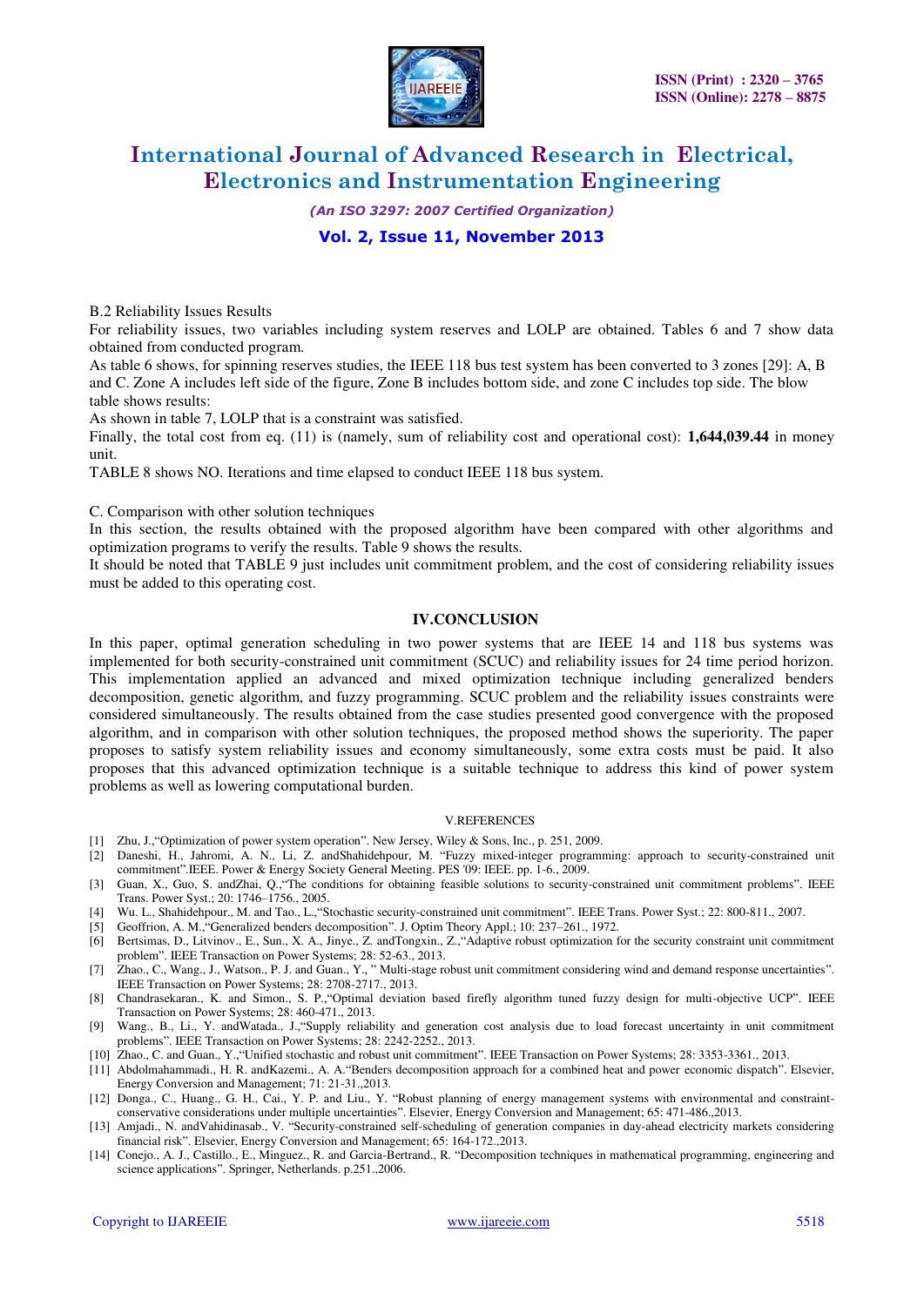B.2 Reliability Issues Results

For reliability issues, two variables including system reserves and LOLP are obtained. Tables 6 and 7 show data obtained from conducted program.

As table 6 shows, for spinning reserves studies, the IEEE 118 bus test system has been converted to 3 zones [29]: A, B and C. Zone A includes left side of the figure, Zone B includes bottom side, and zone C includes top side. The blow table shows results:

As shown in table 7, LOLP that is a constraint was satisfied.

Finally, the total cost from eq. (11) is (namely, sum of reliability cost and operational cost): **1,644,039.44** in money unit.

TABLE 8 shows NO. Iterations and time elapsed to conduct IEEE 118 bus system.

C. Comparison with other solution techniques

In this section, the results obtained with the proposed algorithm have been compared with other algorithms and optimization programs to verify the results. Table 9 shows the results.

It should be noted that TABLE 9 just includes unit commitment problem, and the cost of considering reliability issues must be added to this operating cost.

## IV.CONCLUSION

In this paper, optimal generation scheduling in two power systems that are IEEE 14 and 118 bus systems was implemented for both security-constrained unit commitment (SCUC) and reliability issues for 24 time period horizon. This implementation applied an advanced and mixed optimization technique including generalized benders decomposition, genetic algorithm, and fuzzy programming. SCUC problem and the reliability issues constraints were considered simultaneously. The results obtained from the case studies presented good convergence with the proposed algorithm, and in comparison with other solution techniques, the proposed method shows the superiority. The paper proposes to satisfy system reliability issues and economy simultaneously, some extra costs must be paid. It also proposes that this advanced optimization technique is a suitable technique to address this kind of power system problems as well as lowering computational burden.

## V.REFERENCES

[1] Zhu, J.,"Optimization of power system operation". New Jersey, Wiley & Sons, Inc., p. 251, 2009.

[2] Daneshi, H., Jahromi, A. N., Li, Z. andShahidehpour, M. "Fuzzy mixed-integer programming: approach to security-constrained unit commitment".IEEE. Power & Energy Society General Meeting. PES '09: IEEE. pp. 1-6., 2009.

[3] Guan, X., Guo, S. andZhai, Q.,"The conditions for obtaining feasible solutions to security-constrained unit commitment problems". IEEE Trans. Power Syst.; 20: 1746–1756., 2005.

[4] Wu. L., Shahidehpour., M. and Tao., L.,"Stochastic security-constrained unit commitment". IEEE Trans. Power Syst.; 22: 800-811., 2007.

[5] Geoffrion, A. M.,"Generalized benders decomposition". J. Optim Theory Appl.; 10: 237–261., 1972.

[6] Bertsimas, D., Litvinov., E., Sun., X. A., Jinye., Z. andTongxin., Z.,"Adaptive robust optimization for the security constraint unit commitment problem". IEEE Transaction on Power Systems; 28: 52-63., 2013.

[7] Zhao., C., Wang., J., Watson., P. J. and Guan., Y., " Multi-stage robust unit commitment considering wind and demand response uncertainties". IEEE Transaction on Power Systems; 28: 2708-2717., 2013.

[8] Chandrasekaran., K. and Simon., S. P.,"Optimal deviation based firefly algorithm tuned fuzzy design for multi-objective UCP". IEEE Transaction on Power Systems; 28: 460-471., 2013.

[9] Wang., B., Li., Y. andWatada., J.,"Supply reliability and generation cost analysis due to load forecast uncertainty in unit commitment problems". IEEE Transaction on Power Systems; 28: 2242-2252., 2013.

[10] Zhao., C. and Guan., Y.,"Unified stochastic and robust unit commitment". IEEE Transaction on Power Systems; 28: 3353-3361., 2013.

[11] Abdolmahammadi., H. R. andKazemi., A. A."Benders decomposition approach for a combined heat and power economic dispatch". Elsevier, Energy Conversion and Management; 71: 21-31.,2013.

[12] Donga., C., Huang., G. H., Cai., Y. P. and Liu., Y. "Robust planning of energy management systems with environmental and constraint-conservative considerations under multiple uncertainties". Elsevier, Energy Conversion and Management; 65: 471-486.,2013.

[13] Amjadi., N. andVahidinasab., V. "Security-constrained self-scheduling of generation companies in day-ahead electricity markets considering financial risk". Elsevier, Energy Conversion and Management; 65: 164-172.,2013.

[14] Conejo., A. J., Castillo., E., Minguez., R. and Garcia-Bertrand., R. "Decomposition techniques in mathematical programming, engineering and science applications". Springer, Netherlands. p.251.,2006.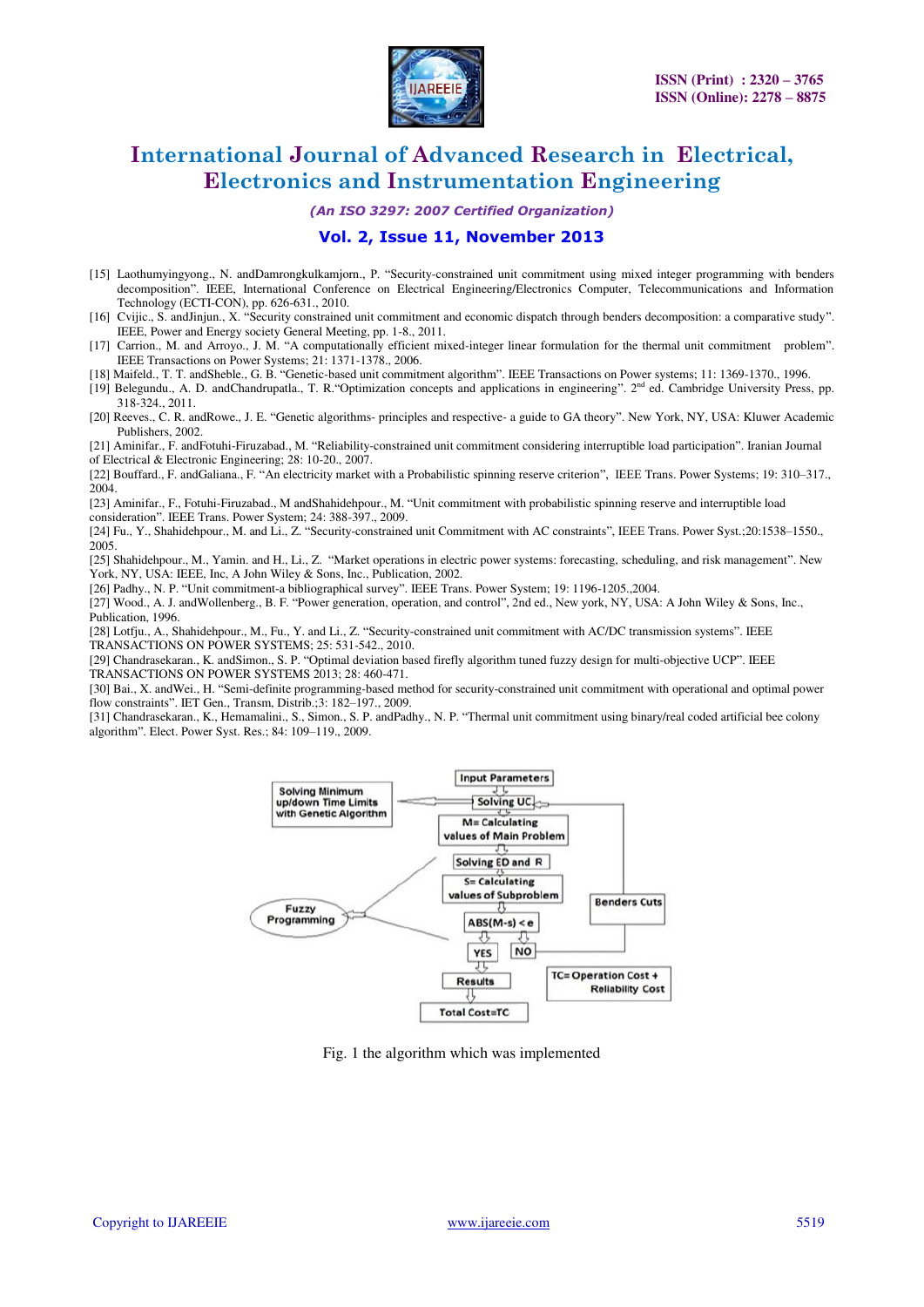[15] Laothumyingyong., N. andDamrongkulkamjorn., P. "Security-constrained unit commitment using mixed integer programming with benders decomposition". IEEE, International Conference on Electrical Engineering/Electronics Computer, Telecommunications and Information Technology (ECTI-CON), pp. 626-631., 2010.

[16] Cvijic., S. andJinjun., X. "Security constrained unit commitment and economic dispatch through benders decomposition: a comparative study". IEEE, Power and Energy society General Meeting, pp. 1-8., 2011.

[17] Carrion., M. and Arroyo., J. M. "A computationally efficient mixed-integer linear formulation for the thermal unit commitment problem". IEEE Transactions on Power Systems; 21: 1371-1378., 2006.

[18] Maifeld., T. T. andSheble., G. B. "Genetic-based unit commitment algorithm". IEEE Transactions on Power systems; 11: 1369-1370., 1996.

[19] Belegundu., A. D. andChandrupatla., T. R."Optimization concepts and applications in engineering". 2nd ed. Cambridge University Press, pp. 318-324., 2011.

[20] Reeves., C. R. andRowe., J. E. "Genetic algorithms- principles and respective- a guide to GA theory". New York, NY, USA: Kluwer Academic Publishers, 2002.

[21] Aminifar., F. andFotuhi-Firuzabad., M. "Reliability-constrained unit commitment considering interruptible load participation". Iranian Journal of Electrical & Electronic Engineering; 28: 10-20., 2007.

[22] Bouffard., F. andGaliana., F. "An electricity market with a Probabilistic spinning reserve criterion", IEEE Trans. Power Systems; 19: 310–317., 2004.

[23] Aminifar., F., Fotuhi-Firuzabad., M andShahidehpour., M. "Unit commitment with probabilistic spinning reserve and interruptible load consideration". IEEE Trans. Power System; 24: 388-397., 2009.

[24] Fu., Y., Shahidehpour., M. and Li., Z. "Security-constrained unit Commitment with AC constraints", IEEE Trans. Power Syst.;20:1538–1550., 2005.

[25] Shahidehpour., M., Yamin. and H., Li., Z. "Market operations in electric power systems: forecasting, scheduling, and risk management". New York, NY, USA: IEEE, Inc, A John Wiley & Sons, Inc., Publication, 2002.

[26] Padhy., N. P. "Unit commitment-a bibliographical survey". IEEE Trans. Power System; 19: 1196-1205.,2004.

[27] Wood., A. J. andWollenberg., B. F. "Power generation, operation, and control", 2nd ed., New york, NY, USA: A John Wiley & Sons, Inc., Publication, 1996.

[28] Lotfju., A., Shahidehpour., M., Fu., Y. and Li., Z. "Security-constrained unit commitment with AC/DC transmission systems". IEEE TRANSACTIONS ON POWER SYSTEMS; 25: 531-542., 2010.

[29] Chandrasekaran., K. andSimon., S. P. "Optimal deviation based firefly algorithm tuned fuzzy design for multi-objective UCP". IEEE TRANSACTIONS ON POWER SYSTEMS 2013; 28: 460-471.

[30] Bai., X. andWei., H. "Semi-definite programming-based method for security-constrained unit commitment with operational and optimal power flow constraints". IET Gen., Transm, Distrib.;3: 182–197., 2009.

[31] Chandrasekaran., K., Hemamalini., S., Simon., S. P. andPadhy., N. P. "Thermal unit commitment using binary/real coded artificial bee colony algorithm". Elect. Power Syst. Res.; 84: 109–119., 2009.

Input Parameters
Solving UC
Solving Minimum up/down Time Limits with Genetic Algorithm
M= Calculating values of Main Problem
Solving ED and R
S= Calculating values of Subproblem
Fuzzy Programming
Benders Cuts
ABS(M-s) < e
YES
NO
Results
TC= Operation Cost + Reliability Cost
Total Cost=TC

Fig. 1 the algorithm which was implemented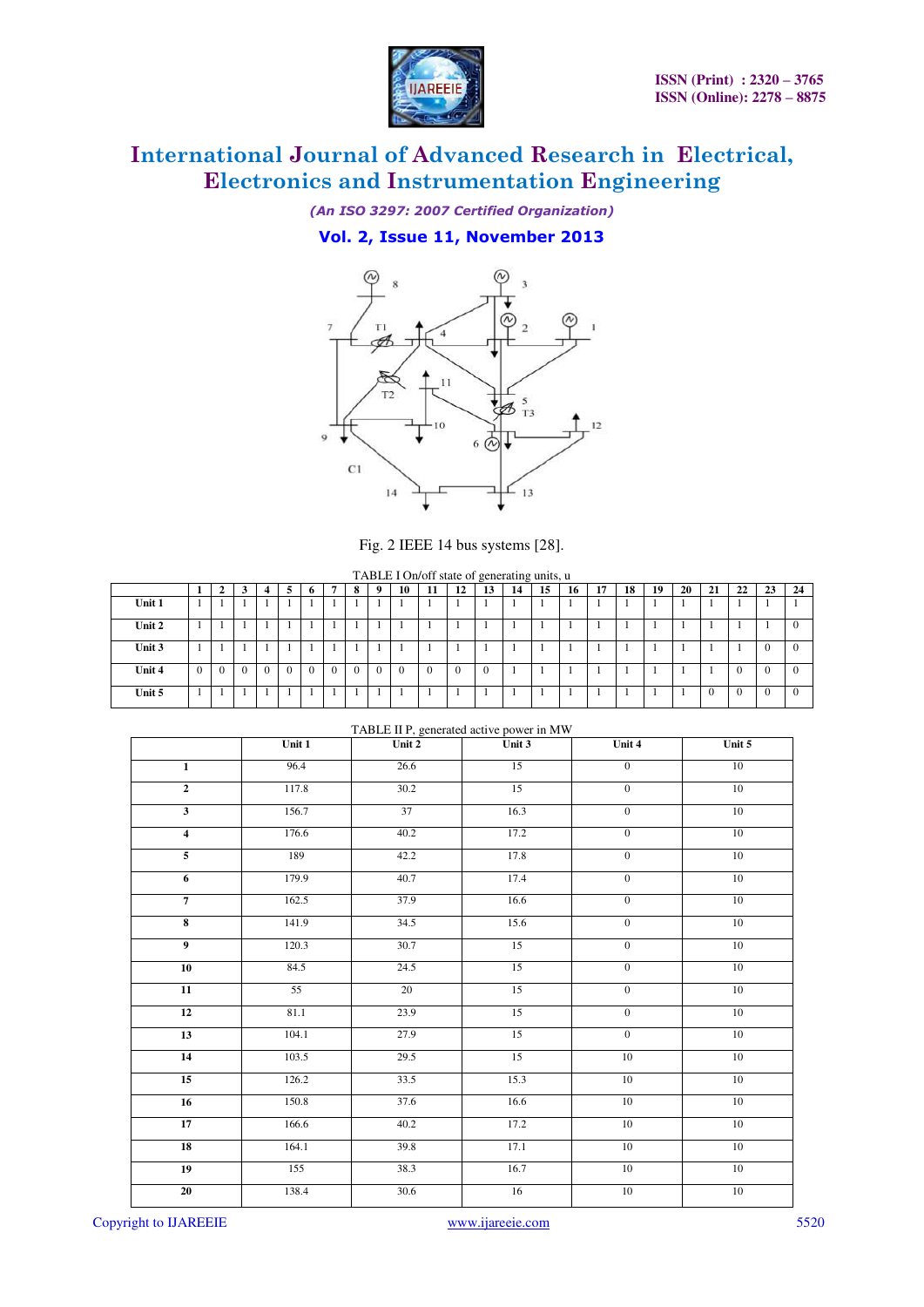Fig. 2 IEEE 14 bus systems [28].

TABLE I On/off state of generating units, u

| | 1 | 2 | 3 | 4 | 5 | 6 | 7 | 8 | 9 | 10 | 11 | 12 | 13 | 14 | 15 | 16 | 17 | 18 | 19 | 20 | 21 | 22 | 23 | 24 |
|---|---|---|---|---|---|---|---|---|---|---|---|---|---|---|---|---|---|---|---|---|---|---|---|---|
| **Unit 1** | 1 | 1 | 1 | 1 | 1 | 1 | 1 | 1 | 1 | 1 | 1 | 1 | 1 | 1 | 1 | 1 | 1 | 1 | 1 | 1 | 1 | 1 | 1 | 1 |
| **Unit 2** | 1 | 1 | 1 | 1 | 1 | 1 | 1 | 1 | 1 | 1 | 1 | 1 | 1 | 1 | 1 | 1 | 1 | 1 | 1 | 1 | 1 | 1 | 1 | 0 |
| **Unit 3** | 1 | 1 | 1 | 1 | 1 | 1 | 1 | 1 | 1 | 1 | 1 | 1 | 1 | 1 | 1 | 1 | 1 | 1 | 1 | 1 | 1 | 1 | 0 | 0 |
| **Unit 4** | 0 | 0 | 0 | 0 | 0 | 0 | 0 | 0 | 0 | 0 | 0 | 0 | 0 | 1 | 1 | 1 | 1 | 1 | 1 | 1 | 1 | 0 | 0 | 0 |
| **Unit 5** | 1 | 1 | 1 | 1 | 1 | 1 | 1 | 1 | 1 | 1 | 1 | 1 | 1 | 1 | 1 | 1 | 1 | 1 | 1 | 1 | 0 | 0 | 0 | 0 |

TABLE II P, generated active power in MW

| | Unit 1 | Unit 2 | Unit 3 | Unit 4 | Unit 5 |
|---|---|---|---|---|---|
| **1** | 96.4 | 26.6 | 15 | 0 | 10 |
| **2** | 117.8 | 30.2 | 15 | 0 | 10 |
| **3** | 156.7 | 37 | 16.3 | 0 | 10 |
| **4** | 176.6 | 40.2 | 17.2 | 0 | 10 |
| **5** | 189 | 42.2 | 17.8 | 0 | 10 |
| **6** | 179.9 | 40.7 | 17.4 | 0 | 10 |
| **7** | 162.5 | 37.9 | 16.6 | 0 | 10 |
| **8** | 141.9 | 34.5 | 15.6 | 0 | 10 |
| **9** | 120.3 | 30.7 | 15 | 0 | 10 |
| **10** | 84.5 | 24.5 | 15 | 0 | 10 |
| **11** | 55 | 20 | 15 | 0 | 10 |
| **12** | 81.1 | 23.9 | 15 | 0 | 10 |
| **13** | 104.1 | 27.9 | 15 | 0 | 10 |
| **14** | 103.5 | 29.5 | 15 | 10 | 10 |
| **15** | 126.2 | 33.5 | 15.3 | 10 | 10 |
| **16** | 150.8 | 37.6 | 16.6 | 10 | 10 |
| **17** | 166.6 | 40.2 | 17.2 | 10 | 10 |
| **18** | 164.1 | 39.8 | 17.1 | 10 | 10 |
| **19** | 155 | 38.3 | 16.7 | 10 | 10 |
| **20** | 138.4 | 30.6 | 16 | 10 | 10 |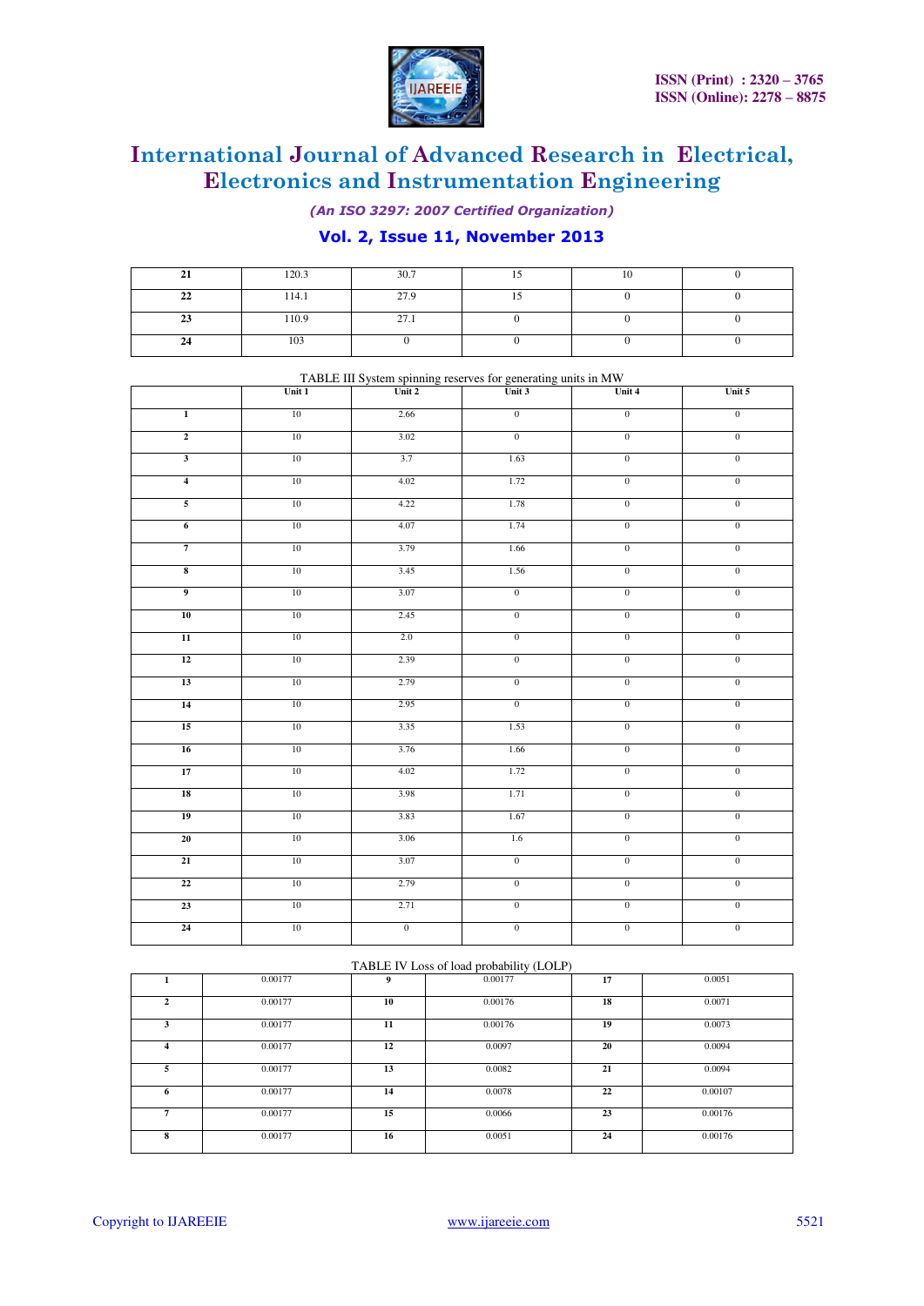| 21 | 120.3 | 30.7 | 15 | 10 | 0 |
|---|---|---|---|---|---|
| 22 | 114.1 | 27.9 | 15 | 0 | 0 |
| 23 | 110.9 | 27.1 | 0 | 0 | 0 |
| 24 | 103 | 0 | 0 | 0 | 0 |

TABLE III System spinning reserves for generating units in MW

| | Unit 1 | Unit 2 | Unit 3 | Unit 4 | Unit 5 |
|---|---|---|---|---|---|
| 1 | 10 | 2.66 | 0 | 0 | 0 |
| 2 | 10 | 3.02 | 0 | 0 | 0 |
| 3 | 10 | 3.7 | 1.63 | 0 | 0 |
| 4 | 10 | 4.02 | 1.72 | 0 | 0 |
| 5 | 10 | 4.22 | 1.78 | 0 | 0 |
| 6 | 10 | 4.07 | 1.74 | 0 | 0 |
| 7 | 10 | 3.79 | 1.66 | 0 | 0 |
| 8 | 10 | 3.45 | 1.56 | 0 | 0 |
| 9 | 10 | 3.07 | 0 | 0 | 0 |
| 10 | 10 | 2.45 | 0 | 0 | 0 |
| 11 | 10 | 2.0 | 0 | 0 | 0 |
| 12 | 10 | 2.39 | 0 | 0 | 0 |
| 13 | 10 | 2.79 | 0 | 0 | 0 |
| 14 | 10 | 2.95 | 0 | 0 | 0 |
| 15 | 10 | 3.35 | 1.53 | 0 | 0 |
| 16 | 10 | 3.76 | 1.66 | 0 | 0 |
| 17 | 10 | 4.02 | 1.72 | 0 | 0 |
| 18 | 10 | 3.98 | 1.71 | 0 | 0 |
| 19 | 10 | 3.83 | 1.67 | 0 | 0 |
| 20 | 10 | 3.06 | 1.6 | 0 | 0 |
| 21 | 10 | 3.07 | 0 | 0 | 0 |
| 22 | 10 | 2.79 | 0 | 0 | 0 |
| 23 | 10 | 2.71 | 0 | 0 | 0 |
| 24 | 10 | 0 | 0 | 0 | 0 |

TABLE IV Loss of load probability (LOLP)

| 1 | 0.00177 | 9 | 0.00177 | 17 | 0.0051 |
|---|---|---|---|---|---|
| 2 | 0.00177 | 10 | 0.00176 | 18 | 0.0071 |
| 3 | 0.00177 | 11 | 0.00176 | 19 | 0.0073 |
| 4 | 0.00177 | 12 | 0.0097 | 20 | 0.0094 |
| 5 | 0.00177 | 13 | 0.0082 | 21 | 0.0094 |
| 6 | 0.00177 | 14 | 0.0078 | 22 | 0.00107 |
| 7 | 0.00177 | 15 | 0.0066 | 23 | 0.00176 |
| 8 | 0.00177 | 16 | 0.0051 | 24 | 0.00176 |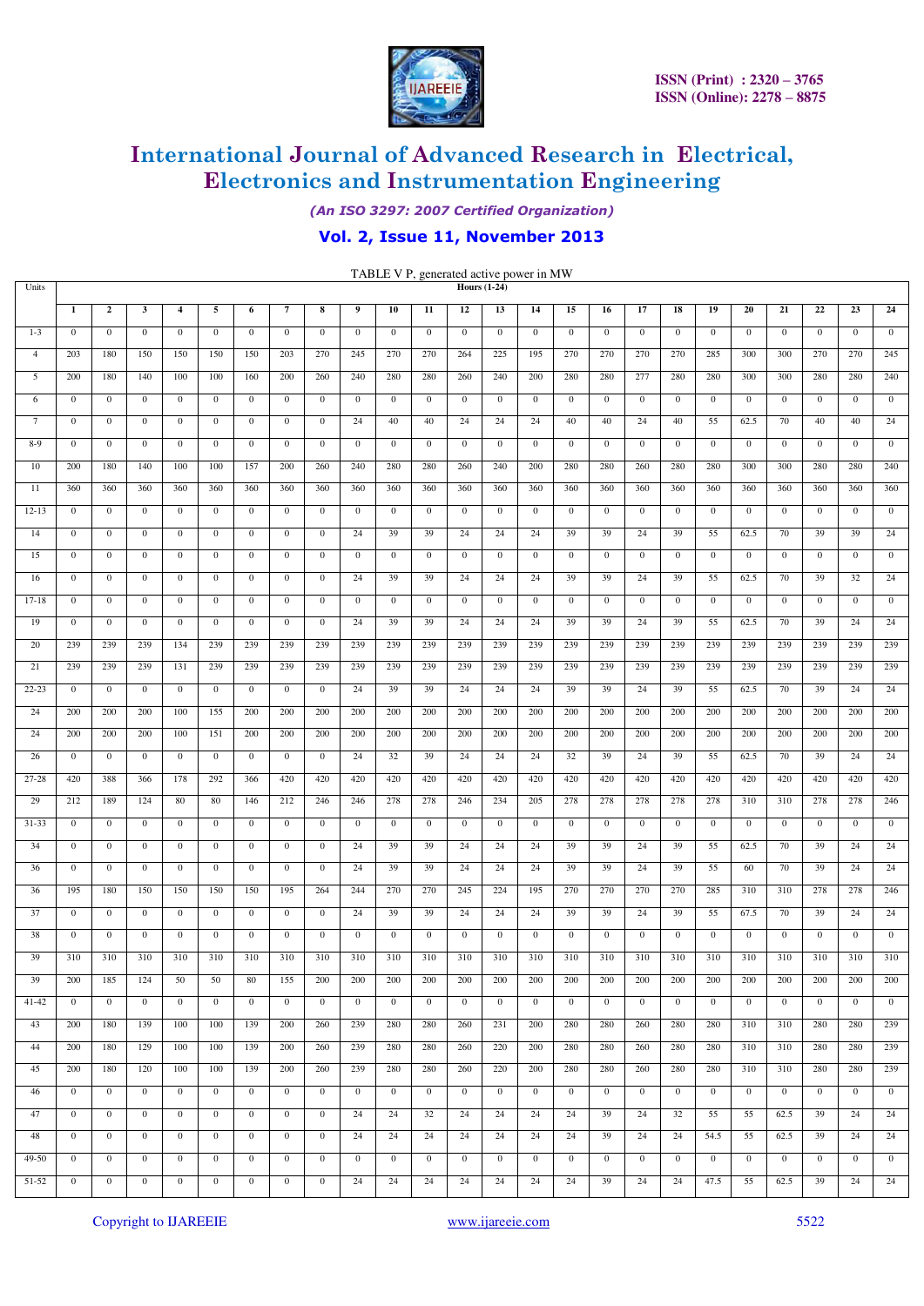TABLE V P, generated active power in MW

| Units | Hours (1-24) | | | | | | | | | | | | | | | | | | | | | | | |
|---|---|---|---|---|---|---|---|---|---|---|---|---|---|---|---|---|---|---|---|---|---|---|---|---|
| | 1 | 2 | 3 | 4 | 5 | 6 | 7 | 8 | 9 | 10 | 11 | 12 | 13 | 14 | 15 | 16 | 17 | 18 | 19 | 20 | 21 | 22 | 23 | 24 |
| 1-3 | 0 | 0 | 0 | 0 | 0 | 0 | 0 | 0 | 0 | 0 | 0 | 0 | 0 | 0 | 0 | 0 | 0 | 0 | 0 | 0 | 0 | 0 | 0 | 0 |
| 4 | 203 | 180 | 150 | 150 | 150 | 150 | 203 | 270 | 245 | 270 | 270 | 264 | 225 | 195 | 270 | 270 | 270 | 270 | 285 | 300 | 300 | 270 | 270 | 245 |
| 5 | 200 | 180 | 140 | 100 | 100 | 160 | 200 | 260 | 240 | 280 | 280 | 260 | 240 | 200 | 280 | 280 | 277 | 280 | 280 | 300 | 300 | 280 | 280 | 240 |
| 6 | 0 | 0 | 0 | 0 | 0 | 0 | 0 | 0 | 0 | 0 | 0 | 0 | 0 | 0 | 0 | 0 | 0 | 0 | 0 | 0 | 0 | 0 | 0 | 0 |
| 7 | 0 | 0 | 0 | 0 | 0 | 0 | 0 | 0 | 24 | 40 | 40 | 24 | 24 | 24 | 40 | 40 | 24 | 40 | 55 | 62.5 | 70 | 40 | 40 | 24 |
| 8-9 | 0 | 0 | 0 | 0 | 0 | 0 | 0 | 0 | 0 | 0 | 0 | 0 | 0 | 0 | 0 | 0 | 0 | 0 | 0 | 0 | 0 | 0 | 0 | 0 |
| 10 | 200 | 180 | 140 | 100 | 100 | 157 | 200 | 260 | 240 | 280 | 280 | 260 | 240 | 200 | 280 | 280 | 260 | 280 | 280 | 300 | 300 | 280 | 280 | 240 |
| 11 | 360 | 360 | 360 | 360 | 360 | 360 | 360 | 360 | 360 | 360 | 360 | 360 | 360 | 360 | 360 | 360 | 360 | 360 | 360 | 360 | 360 | 360 | 360 | 360 |
| 12-13 | 0 | 0 | 0 | 0 | 0 | 0 | 0 | 0 | 0 | 0 | 0 | 0 | 0 | 0 | 0 | 0 | 0 | 0 | 0 | 0 | 0 | 0 | 0 | 0 |
| 14 | 0 | 0 | 0 | 0 | 0 | 0 | 0 | 0 | 24 | 39 | 39 | 24 | 24 | 24 | 39 | 39 | 24 | 39 | 55 | 62.5 | 70 | 39 | 39 | 24 |
| 15 | 0 | 0 | 0 | 0 | 0 | 0 | 0 | 0 | 0 | 0 | 0 | 0 | 0 | 0 | 0 | 0 | 0 | 0 | 0 | 0 | 0 | 0 | 0 | 0 |
| 16 | 0 | 0 | 0 | 0 | 0 | 0 | 0 | 0 | 24 | 39 | 39 | 24 | 24 | 24 | 39 | 39 | 24 | 39 | 55 | 62.5 | 70 | 39 | 32 | 24 |
| 17-18 | 0 | 0 | 0 | 0 | 0 | 0 | 0 | 0 | 0 | 0 | 0 | 0 | 0 | 0 | 0 | 0 | 0 | 0 | 0 | 0 | 0 | 0 | 0 | 0 |
| 19 | 0 | 0 | 0 | 0 | 0 | 0 | 0 | 0 | 24 | 39 | 39 | 24 | 24 | 24 | 39 | 39 | 24 | 39 | 55 | 62.5 | 70 | 39 | 24 | 24 |
| 20 | 239 | 239 | 239 | 134 | 239 | 239 | 239 | 239 | 239 | 239 | 239 | 239 | 239 | 239 | 239 | 239 | 239 | 239 | 239 | 239 | 239 | 239 | 239 | 239 |
| 21 | 239 | 239 | 239 | 131 | 239 | 239 | 239 | 239 | 239 | 239 | 239 | 239 | 239 | 239 | 239 | 239 | 239 | 239 | 239 | 239 | 239 | 239 | 239 | 239 |
| 22-23 | 0 | 0 | 0 | 0 | 0 | 0 | 0 | 0 | 24 | 39 | 39 | 24 | 24 | 24 | 39 | 39 | 24 | 39 | 55 | 62.5 | 70 | 39 | 24 | 24 |
| 24 | 200 | 200 | 200 | 100 | 155 | 200 | 200 | 200 | 200 | 200 | 200 | 200 | 200 | 200 | 200 | 200 | 200 | 200 | 200 | 200 | 200 | 200 | 200 | 200 |
| 24 | 200 | 200 | 200 | 100 | 151 | 200 | 200 | 200 | 200 | 200 | 200 | 200 | 200 | 200 | 200 | 200 | 200 | 200 | 200 | 200 | 200 | 200 | 200 | 200 |
| 26 | 0 | 0 | 0 | 0 | 0 | 0 | 0 | 0 | 24 | 32 | 39 | 24 | 24 | 24 | 32 | 39 | 24 | 39 | 55 | 62.5 | 70 | 39 | 24 | 24 |
| 27-28 | 420 | 388 | 366 | 178 | 292 | 366 | 420 | 420 | 420 | 420 | 420 | 420 | 420 | 420 | 420 | 420 | 420 | 420 | 420 | 420 | 420 | 420 | 420 | 420 |
| 29 | 212 | 189 | 124 | 80 | 80 | 146 | 212 | 246 | 246 | 278 | 278 | 246 | 234 | 205 | 278 | 278 | 278 | 278 | 278 | 310 | 310 | 278 | 278 | 246 |
| 31-33 | 0 | 0 | 0 | 0 | 0 | 0 | 0 | 0 | 0 | 0 | 0 | 0 | 0 | 0 | 0 | 0 | 0 | 0 | 0 | 0 | 0 | 0 | 0 | 0 |
| 34 | 0 | 0 | 0 | 0 | 0 | 0 | 0 | 0 | 24 | 39 | 39 | 24 | 24 | 24 | 39 | 39 | 24 | 39 | 55 | 62.5 | 70 | 39 | 24 | 24 |
| 36 | 0 | 0 | 0 | 0 | 0 | 0 | 0 | 0 | 24 | 39 | 39 | 24 | 24 | 24 | 39 | 39 | 24 | 39 | 55 | 60 | 70 | 39 | 24 | 24 |
| 36 | 195 | 180 | 150 | 150 | 150 | 150 | 195 | 264 | 244 | 270 | 270 | 245 | 224 | 195 | 270 | 270 | 270 | 270 | 285 | 310 | 310 | 278 | 278 | 246 |
| 37 | 0 | 0 | 0 | 0 | 0 | 0 | 0 | 0 | 24 | 39 | 39 | 24 | 24 | 24 | 39 | 39 | 24 | 39 | 55 | 67.5 | 70 | 39 | 24 | 24 |
| 38 | 0 | 0 | 0 | 0 | 0 | 0 | 0 | 0 | 0 | 0 | 0 | 0 | 0 | 0 | 0 | 0 | 0 | 0 | 0 | 0 | 0 | 0 | 0 | 0 |
| 39 | 310 | 310 | 310 | 310 | 310 | 310 | 310 | 310 | 310 | 310 | 310 | 310 | 310 | 310 | 310 | 310 | 310 | 310 | 310 | 310 | 310 | 310 | 310 | 310 |
| 39 | 200 | 185 | 124 | 50 | 50 | 80 | 155 | 200 | 200 | 200 | 200 | 200 | 200 | 200 | 200 | 200 | 200 | 200 | 200 | 200 | 200 | 200 | 200 | 200 |
| 41-42 | 0 | 0 | 0 | 0 | 0 | 0 | 0 | 0 | 0 | 0 | 0 | 0 | 0 | 0 | 0 | 0 | 0 | 0 | 0 | 0 | 0 | 0 | 0 | 0 |
| 43 | 200 | 180 | 139 | 100 | 100 | 139 | 200 | 260 | 239 | 280 | 280 | 260 | 231 | 200 | 280 | 280 | 260 | 280 | 280 | 310 | 310 | 280 | 280 | 239 |
| 44 | 200 | 180 | 129 | 100 | 100 | 139 | 200 | 260 | 239 | 280 | 280 | 260 | 220 | 200 | 280 | 280 | 260 | 280 | 280 | 310 | 310 | 280 | 280 | 239 |
| 45 | 200 | 180 | 120 | 100 | 100 | 139 | 200 | 260 | 239 | 280 | 280 | 260 | 220 | 200 | 280 | 280 | 260 | 280 | 280 | 310 | 310 | 280 | 280 | 239 |
| 46 | 0 | 0 | 0 | 0 | 0 | 0 | 0 | 0 | 0 | 0 | 0 | 0 | 0 | 0 | 0 | 0 | 0 | 0 | 0 | 0 | 0 | 0 | 0 | 0 |
| 47 | 0 | 0 | 0 | 0 | 0 | 0 | 0 | 0 | 24 | 24 | 32 | 24 | 24 | 24 | 24 | 39 | 24 | 32 | 55 | 55 | 62.5 | 39 | 24 | 24 |
| 48 | 0 | 0 | 0 | 0 | 0 | 0 | 0 | 0 | 24 | 24 | 24 | 24 | 24 | 24 | 24 | 39 | 24 | 24 | 54.5 | 55 | 62.5 | 39 | 24 | 24 |
| 49-50 | 0 | 0 | 0 | 0 | 0 | 0 | 0 | 0 | 0 | 0 | 0 | 0 | 0 | 0 | 0 | 0 | 0 | 0 | 0 | 0 | 0 | 0 | 0 | 0 |
| 51-52 | 0 | 0 | 0 | 0 | 0 | 0 | 0 | 0 | 24 | 24 | 24 | 24 | 24 | 24 | 24 | 39 | 24 | 24 | 47.5 | 55 | 62.5 | 39 | 24 | 24 |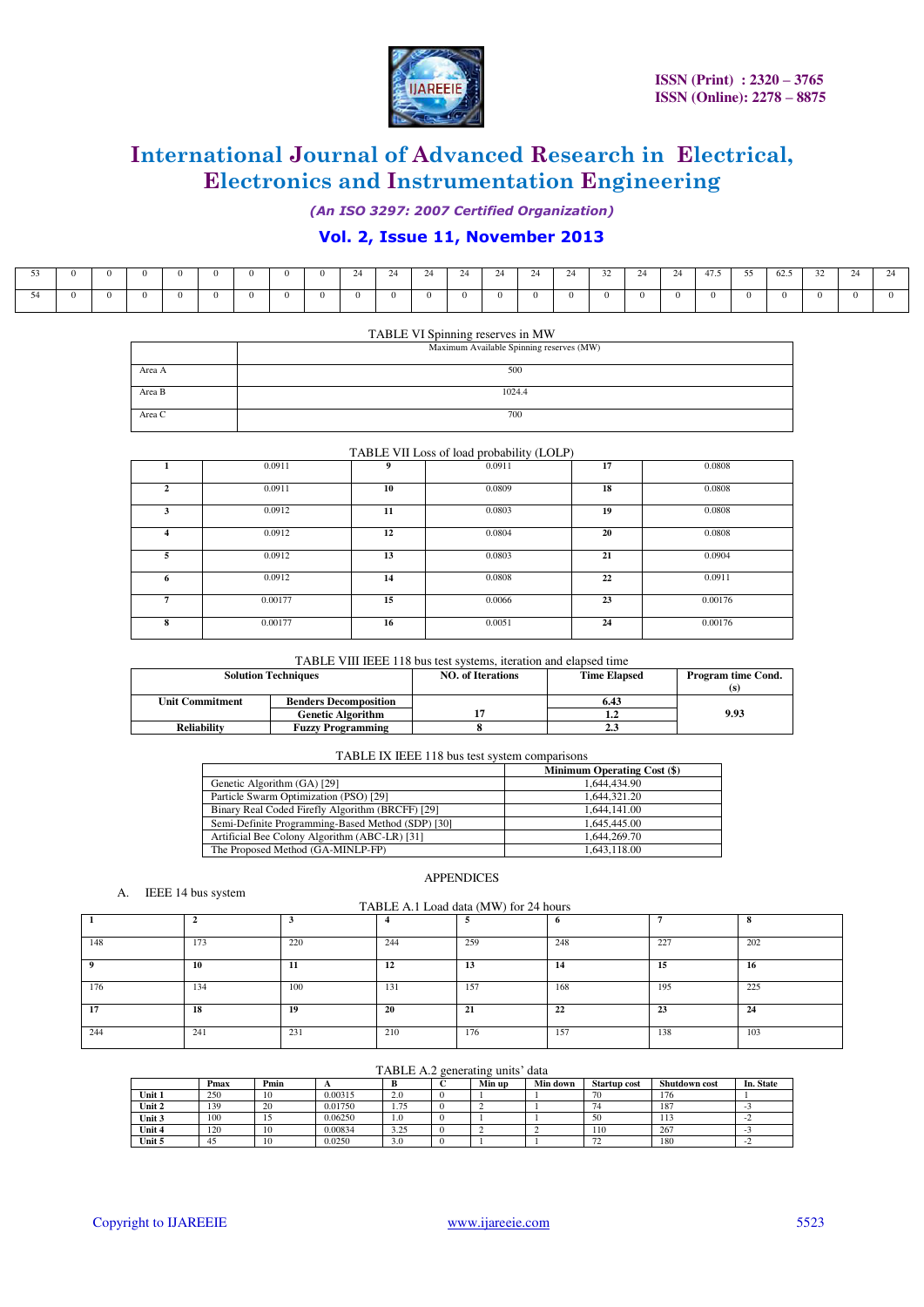| | | | | | | | | | | | | | | | | | | | | | | | | |
|---|---|---|---|---|---|---|---|---|---|---|---|---|---|---|---|---|---|---|---|---|---|---|---|---|
| 53 | 0 | 0 | 0 | 0 | 0 | 0 | 0 | 0 | 24 | 24 | 24 | 24 | 24 | 24 | 24 | 32 | 24 | 24 | 47.5 | 55 | 62.5 | 32 | 24 | 24 |
| 54 | 0 | 0 | 0 | 0 | 0 | 0 | 0 | 0 | 0 | 0 | 0 | 0 | 0 | 0 | 0 | 0 | 0 | 0 | 0 | 0 | 0 | 0 | 0 | 0 |

TABLE VI Spinning reserves in MW

| | Maximum Available Spinning reserves (MW) |
|---|---|
| Area A | 500 |
| Area B | 1024.4 |
| Area C | 700 |

TABLE VII Loss of load probability (LOLP)

| | | | | | |
|---|---|---|---|---|---|
| **1** | 0.0911 | **9** | 0.0911 | **17** | 0.0808 |
| **2** | 0.0911 | **10** | 0.0809 | **18** | 0.0808 |
| **3** | 0.0912 | **11** | 0.0803 | **19** | 0.0808 |
| **4** | 0.0912 | **12** | 0.0804 | **20** | 0.0808 |
| **5** | 0.0912 | **13** | 0.0803 | **21** | 0.0904 |
| **6** | 0.0912 | **14** | 0.0808 | **22** | 0.0911 |
| **7** | 0.00177 | **15** | 0.0066 | **23** | 0.00176 |
| **8** | 0.00177 | **16** | 0.0051 | **24** | 0.00176 |

TABLE VIII IEEE 118 bus test systems, iteration and elapsed time

| **Solution Techniques** | | **NO. of Iterations** | **Time Elapsed** | **Program time Cond. (s)** |
|---|---|---|---|---|
| **Unit Commitment** | **Benders Decomposition** | **17** | **6.43** | **9.93** |
| | **Genetic Algorithm** | | **1.2** | |
| **Reliability** | **Fuzzy Programming** | **8** | **2.3** | |

TABLE IX IEEE 118 bus test system comparisons

| | **Minimum Operating Cost ($)** |
|---|---|
| Genetic Algorithm (GA) [29] | 1,644,434.90 |
| Particle Swarm Optimization (PSO) [29] | 1,644,321.20 |
| Binary Real Coded Firefly Algorithm (BRCFF) [29] | 1,644,141.00 |
| Semi-Definite Programming-Based Method (SDP) [30] | 1,645,445.00 |
| Artificial Bee Colony Algorithm (ABC-LR) [31] | 1,644,269.70 |
| The Proposed Method (GA-MINLP-FP) | 1,643,118.00 |

## APPENDICES

A. IEEE 14 bus system

TABLE A.1 Load data (MW) for 24 hours

| **1** | **2** | **3** | **4** | **5** | **6** | **7** | **8** |
|---|---|---|---|---|---|---|---|
| 148 | 173 | 220 | 244 | 259 | 248 | 227 | 202 |
| **9** | **10** | **11** | **12** | **13** | **14** | **15** | **16** |
| 176 | 134 | 100 | 131 | 157 | 168 | 195 | 225 |
| **17** | **18** | **19** | **20** | **21** | **22** | **23** | **24** |
| 244 | 241 | 231 | 210 | 176 | 157 | 138 | 103 |

TABLE A.2 generating units' data

| | **Pmax** | **Pmin** | **A** | **B** | **C** | **Min up** | **Min down** | **Startup cost** | **Shutdown cost** | **In. State** |
|---|---|---|---|---|---|---|---|---|---|---|
| **Unit 1** | 250 | 10 | 0.00315 | 2.0 | 0 | 1 | 1 | 70 | 176 | 1 |
| **Unit 2** | 139 | 20 | 0.01750 | 1.75 | 0 | 2 | 1 | 74 | 187 | -3 |
| **Unit 3** | 100 | 15 | 0.06250 | 1.0 | 0 | 1 | 1 | 50 | 113 | -2 |
| **Unit 4** | 120 | 10 | 0.00834 | 3.25 | 0 | 2 | 2 | 110 | 267 | -3 |
| **Unit 5** | 45 | 10 | 0.0250 | 3.0 | 0 | 1 | 1 | 72 | 180 | -2 |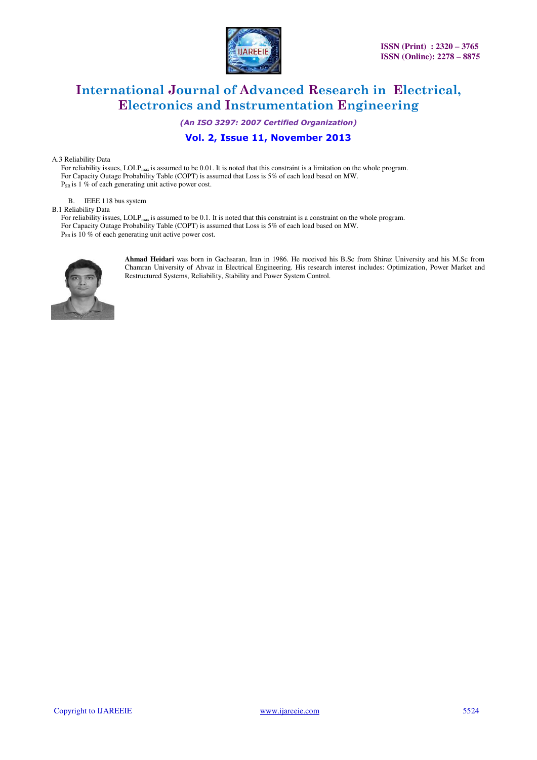A.3 Reliability Data

For reliability issues, $LOLP_{max}$ is assumed to be 0.01. It is noted that this constraint is a limitation on the whole program.
For Capacity Outage Probability Table (COPT) is assumed that Loss is 5% of each load based on MW.
$P_{SR}$ is 1 % of each generating unit active power cost.

B. IEEE 118 bus system

B.1 Reliability Data

For reliability issues, $LOLP_{max}$ is assumed to be 0.1. It is noted that this constraint is a constraint on the whole program.
For Capacity Outage Probability Table (COPT) is assumed that Loss is 5% of each load based on MW.
$P_{SR}$ is 10 % of each generating unit active power cost.

**Ahmad Heidari** was born in Gachsaran, Iran in 1986. He received his B.Sc from Shiraz University and his M.Sc from Chamran University of Ahvaz in Electrical Engineering. His research interest includes: Optimization, Power Market and Restructured Systems, Reliability, Stability and Power System Control.